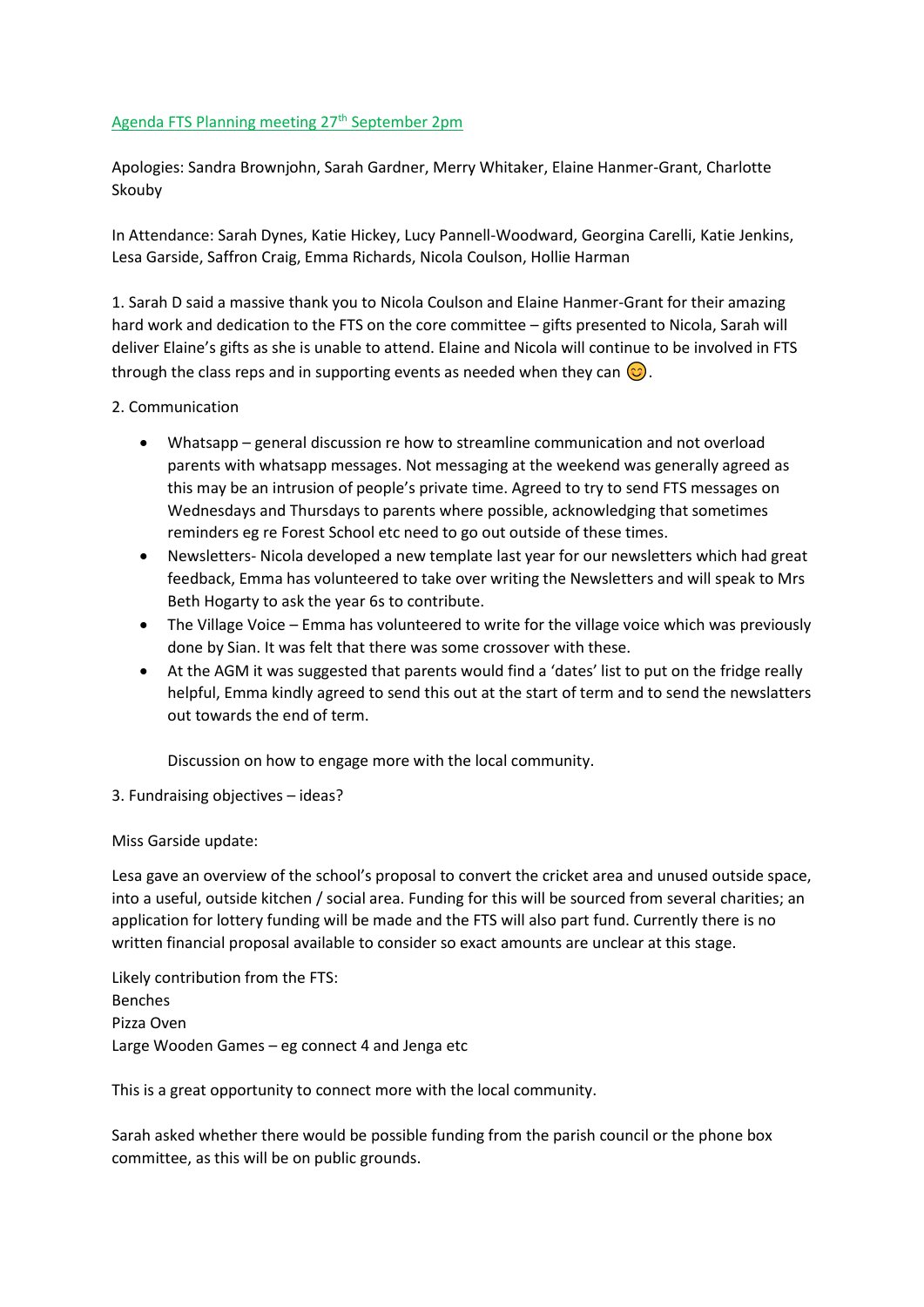Agenda FTS Planning meeting 27th September 2pm

Apologies: Sandra Brownjohn, Sarah Gardner, Merry Whitaker, Elaine Hanmer-Grant, Charlotte Skouby

In Attendance: Sarah Dynes, Katie Hickey, Lucy Pannell-Woodward, Georgina Carelli, Katie Jenkins, Lesa Garside, Saffron Craig, Emma Richards, Nicola Coulson, Hollie Harman

1. Sarah D said a massive thank you to Nicola Coulson and Elaine Hanmer-Grant for their amazing hard work and dedication to the FTS on the core committee – gifts presented to Nicola, Sarah will deliver Elaine's gifts as she is unable to attend. Elaine and Nicola will continue to be involved in FTS through the class reps and in supporting events as needed when they can 😊.

2. Communication

- Whatsapp – general discussion re how to streamline communication and not overload parents with whatsapp messages. Not messaging at the weekend was generally agreed as this may be an intrusion of people's private time. Agreed to try to send FTS messages on Wednesdays and Thursdays to parents where possible, acknowledging that sometimes reminders eg re Forest School etc need to go out outside of these times.
- Newsletters- Nicola developed a new template last year for our newsletters which had great feedback, Emma has volunteered to take over writing the Newsletters and will speak to Mrs Beth Hogarty to ask the year 6s to contribute.
- The Village Voice – Emma has volunteered to write for the village voice which was previously done by Sian. It was felt that there was some crossover with these.
- At the AGM it was suggested that parents would find a 'dates' list to put on the fridge really helpful, Emma kindly agreed to send this out at the start of term and to send the newslatters out towards the end of term.

  Discussion on how to engage more with the local community.

3. Fundraising objectives – ideas?

Miss Garside update:

Lesa gave an overview of the school's proposal to convert the cricket area and unused outside space, into a useful, outside kitchen / social area. Funding for this will be sourced from several charities; an application for lottery funding will be made and the FTS will also part fund. Currently there is no written financial proposal available to consider so exact amounts are unclear at this stage.

Likely contribution from the FTS:
Benches
Pizza Oven
Large Wooden Games – eg connect 4 and Jenga etc

This is a great opportunity to connect more with the local community.

Sarah asked whether there would be possible funding from the parish council or the phone box committee, as this will be on public grounds.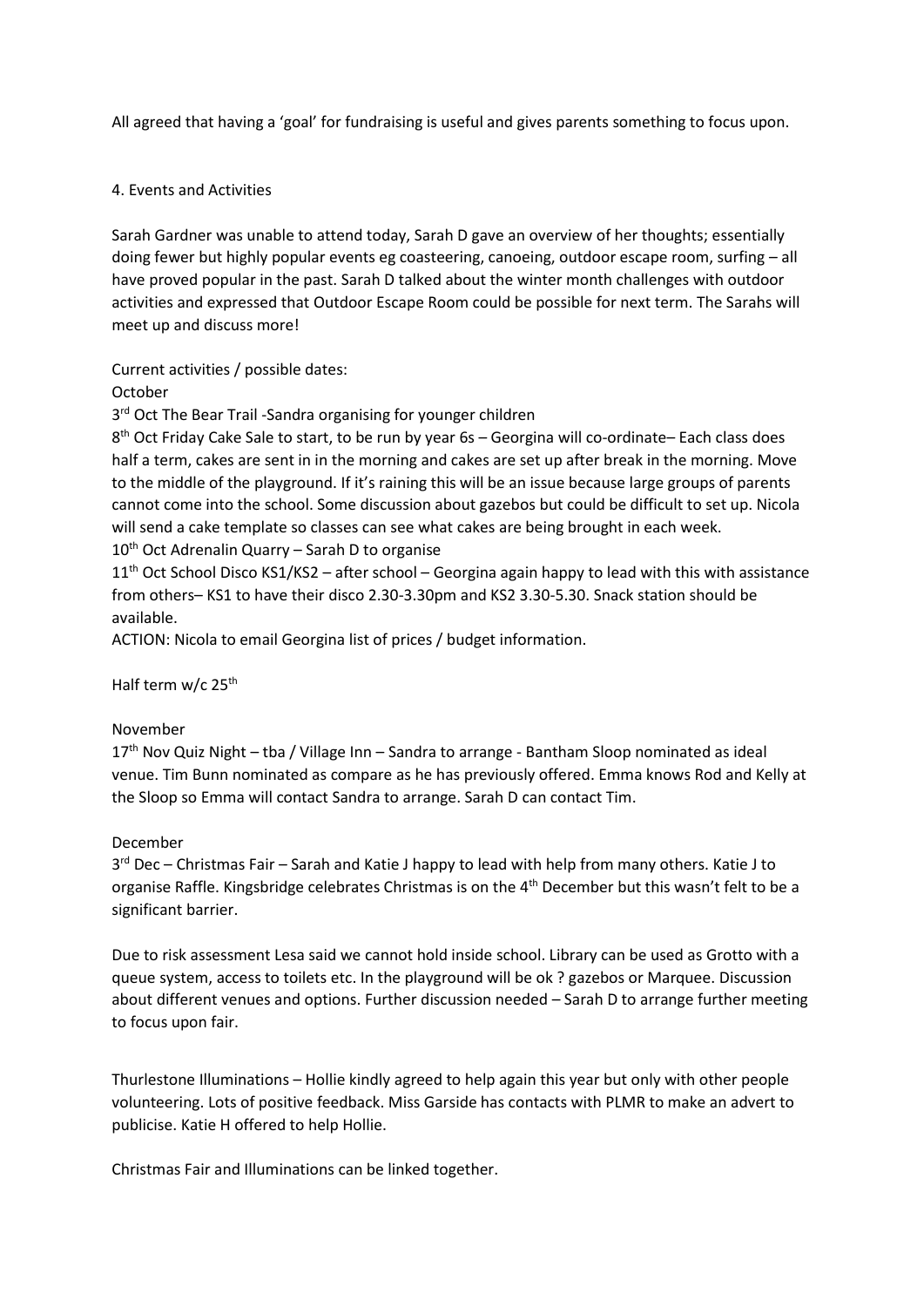All agreed that having a 'goal' for fundraising is useful and gives parents something to focus upon.

4. Events and Activities

Sarah Gardner was unable to attend today, Sarah D gave an overview of her thoughts; essentially doing fewer but highly popular events eg coasteering, canoeing, outdoor escape room, surfing – all have proved popular in the past. Sarah D talked about the winter month challenges with outdoor activities and expressed that Outdoor Escape Room could be possible for next term. The Sarahs will meet up and discuss more!

Current activities / possible dates:

October

3rd Oct The Bear Trail -Sandra organising for younger children

8th Oct Friday Cake Sale to start, to be run by year 6s – Georgina will co-ordinate– Each class does half a term, cakes are sent in in the morning and cakes are set up after break in the morning. Move to the middle of the playground. If it's raining this will be an issue because large groups of parents cannot come into the school. Some discussion about gazebos but could be difficult to set up. Nicola will send a cake template so classes can see what cakes are being brought in each week.

10th Oct Adrenalin Quarry – Sarah D to organise

11th Oct School Disco KS1/KS2 – after school – Georgina again happy to lead with this with assistance from others– KS1 to have their disco 2.30-3.30pm and KS2 3.30-5.30. Snack station should be available.

ACTION: Nicola to email Georgina list of prices / budget information.

Half term w/c 25th

November

17th Nov Quiz Night – tba / Village Inn – Sandra to arrange - Bantham Sloop nominated as ideal venue. Tim Bunn nominated as compare as he has previously offered. Emma knows Rod and Kelly at the Sloop so Emma will contact Sandra to arrange. Sarah D can contact Tim.

December

3rd Dec – Christmas Fair – Sarah and Katie J happy to lead with help from many others. Katie J to organise Raffle. Kingsbridge celebrates Christmas is on the 4th December but this wasn't felt to be a significant barrier.

Due to risk assessment Lesa said we cannot hold inside school. Library can be used as Grotto with a queue system, access to toilets etc. In the playground will be ok ? gazebos or Marquee. Discussion about different venues and options. Further discussion needed – Sarah D to arrange further meeting to focus upon fair.

Thurlestone Illuminations – Hollie kindly agreed to help again this year but only with other people volunteering. Lots of positive feedback. Miss Garside has contacts with PLMR to make an advert to publicise. Katie H offered to help Hollie.

Christmas Fair and Illuminations can be linked together.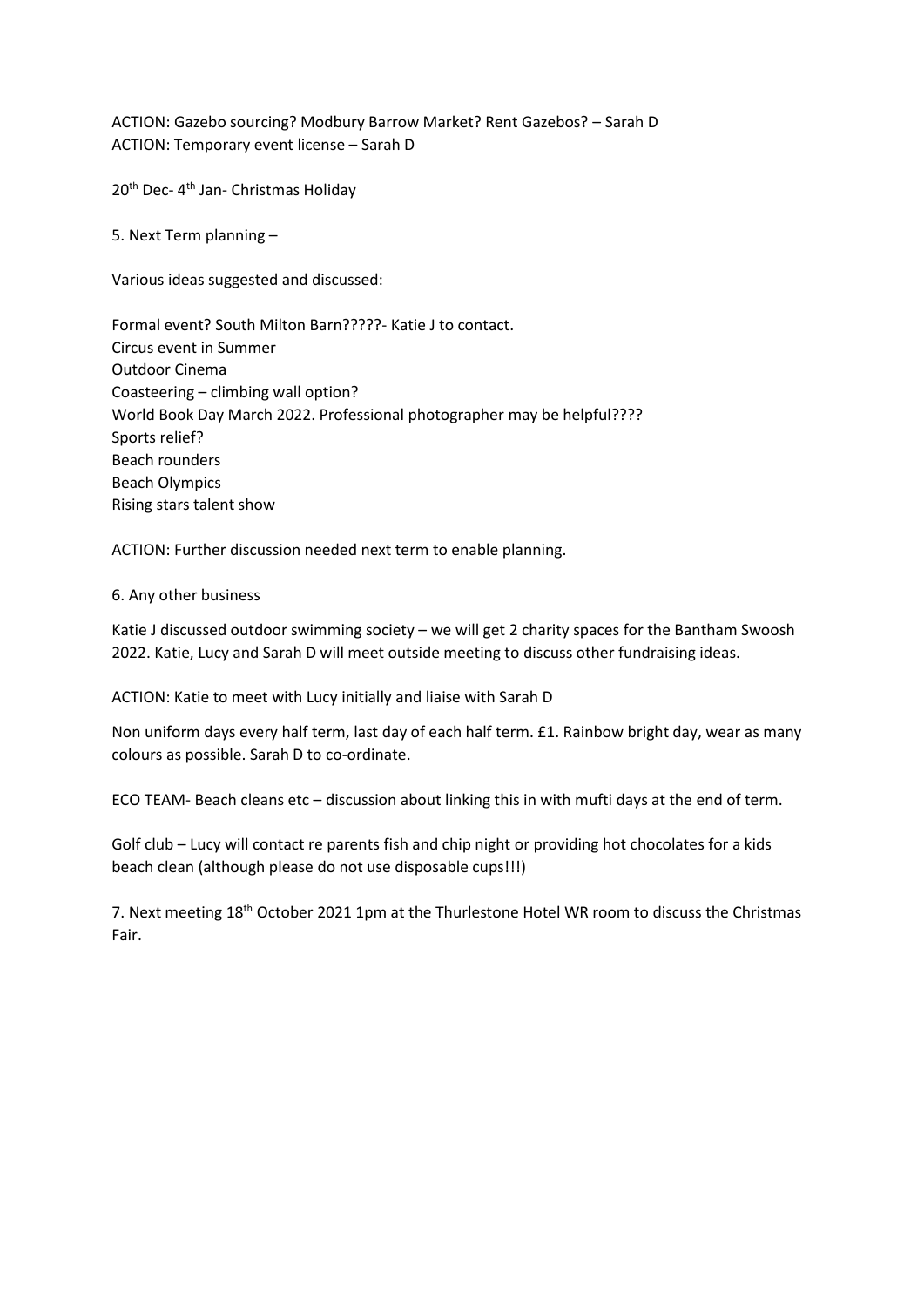ACTION: Gazebo sourcing? Modbury Barrow Market? Rent Gazebos? – Sarah D
ACTION: Temporary event license – Sarah D

20th Dec- 4th Jan- Christmas Holiday

5. Next Term planning –

Various ideas suggested and discussed:

Formal event? South Milton Barn?????- Katie J to contact.
Circus event in Summer
Outdoor Cinema
Coasteering – climbing wall option?
World Book Day March 2022. Professional photographer may be helpful????
Sports relief?
Beach rounders
Beach Olympics
Rising stars talent show

ACTION: Further discussion needed next term to enable planning.

6. Any other business

Katie J discussed outdoor swimming society – we will get 2 charity spaces for the Bantham Swoosh 2022. Katie, Lucy and Sarah D will meet outside meeting to discuss other fundraising ideas.

ACTION: Katie to meet with Lucy initially and liaise with Sarah D

Non uniform days every half term, last day of each half term. £1. Rainbow bright day, wear as many colours as possible. Sarah D to co-ordinate.

ECO TEAM- Beach cleans etc – discussion about linking this in with mufti days at the end of term.

Golf club – Lucy will contact re parents fish and chip night or providing hot chocolates for a kids beach clean (although please do not use disposable cups!!!)

7. Next meeting 18th October 2021 1pm at the Thurlestone Hotel WR room to discuss the Christmas Fair.